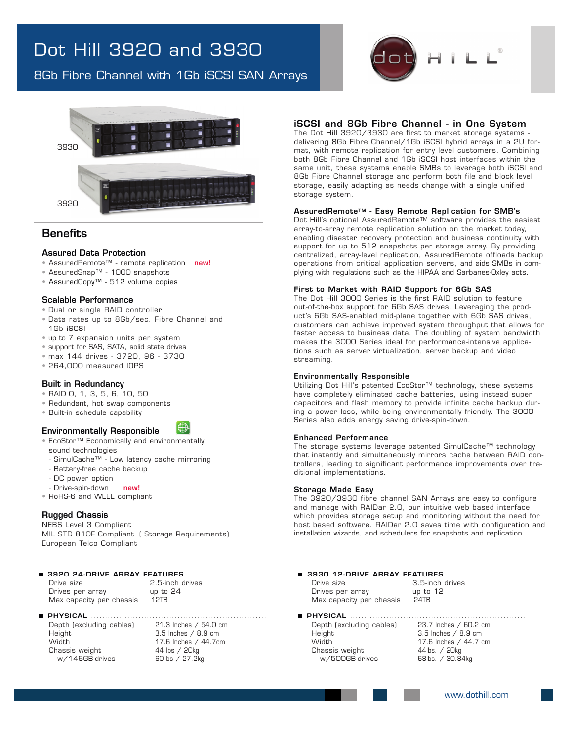# Dot Hill 3920 and 3930

## 8Gb Fibre Channel with 1Gb iSCSI SAN Arrays

3930

3920

## Benefits

### Assured Data Protection

- AssuredRemote™ - remote replication **new!**
- AssuredSnap™ - 1000 snapshots
- AssuredCopy™ - 512 volume copies

### Scalable Performance

- Dual or single RAID controller
- Data rates up to 8Gb/sec. Fibre Channel and 1Gb iSCSI
- up to 7 expansion units per system
- support for SAS, SATA, solid state drives
- max 144 drives - 3720, 96 - 3730
- 264,000 measured IOPS

### Built in Redundancy

- RAID 0, 1, 3, 5, 6, 10, 50
- Redundant, hot swap components
- Built-in schedule capability

### Environmentally Responsible

- EcoStor™ Economically and environmentally sound technologies
  - SimulCache™ - Low latency cache mirroring
  - Battery-free cache backup
  - DC power option
  - Drive-spin-down **new!**
- RoHS-6 and WEEE compliant

### Rugged Chassis

NEBS Level 3 Compliant
MIL STD 810F Compliant (Storage Requirements)
European Telco Compliant

### iSCSI and 8Gb Fibre Channel - in One System

The Dot Hill 3920/3930 are first to market storage systems - delivering 8Gb Fibre Channel/1Gb iSCSI hybrid arrays in a 2U format, with remote replication for entry level customers. Combining both 8Gb Fibre Channel and 1Gb iSCSI host interfaces within the same unit, these systems enable SMBs to leverage both iSCSI and 8Gb Fibre Channel storage and perform both file and block level storage, easily adapting as needs change with a single unified storage system.

### AssuredRemote™ - Easy Remote Replication for SMB's

Dot Hill's optional AssuredRemote™ software provides the easiest array-to-array remote replication solution on the market today, enabling disaster recovery protection and business continuity with support for up to 512 snapshots per storage array. By providing centralized, array-level replication, AssuredRemote offloads backup operations from critical application servers, and aids SMBs in complying with regulations such as the HIPAA and Sarbanes-Oxley acts.

### First to Market with RAID Support for 6Gb SAS

The Dot Hill 3000 Series is the first RAID solution to feature out-of-the-box support for 6Gb SAS drives. Leveraging the product's 6Gb SAS-enabled mid-plane together with 6Gb SAS drives, customers can achieve improved system throughput that allows for faster access to business data. The doubling of system bandwidth makes the 3000 Series ideal for performance-intensive applications such as server virtualization, server backup and video streaming.

### Environmentally Responsible

Utilizing Dot Hill's patented EcoStor™ technology, these systems have completely eliminated cache batteries, using instead super capacitors and flash memory to provide infinite cache backup during a power loss, while being environmentally friendly. The 3000 Series also adds energy saving drive-spin-down.

### Enhanced Performance

The storage systems leverage patented SimulCache™ technology that instantly and simultaneously mirrors cache between RAID controllers, leading to significant performance improvements over traditional implementations.

### Storage Made Easy

The 3920/3930 fibre channel SAN Arrays are easy to configure and manage with RAIDar 2.0, our intuitive web based interface which provides storage setup and monitoring without the need for host based software. RAIDar 2.0 saves time with configuration and installation wizards, and schedulers for snapshots and replication.

### 3920 24-DRIVE ARRAY FEATURES

| | |
|---|---|
| Drive size | 2.5-inch drives |
| Drives per array | up to 24 |
| Max capacity per chassis | 12TB |

### PHYSICAL

| | |
|---|---|
| Depth (excluding cables) | 21.3 Inches / 54.0 cm |
| Height | 3.5 Inches / 8.9 cm |
| Width | 17.6 Inches / 44.7cm |
| Chassis weight | 44 lbs / 20kg |
| w/146GB drives | 60 bs / 27.2kg |

### 3930 12-DRIVE ARRAY FEATURES

| | |
|---|---|
| Drive size | 3.5-inch drives |
| Drives per array | up to 12 |
| Max capacity per chassis | 24TB |

### PHYSICAL

| | |
|---|---|
| Depth (excluding cables) | 23.7 Inches / 60.2 cm |
| Height | 3.5 Inches / 8.9 cm |
| Width | 17.6 Inches / 44.7 cm |
| Chassis weight | 44lbs. / 20kg |
| w/500GB drives | 68lbs. / 30.84kg |

www.dothill.com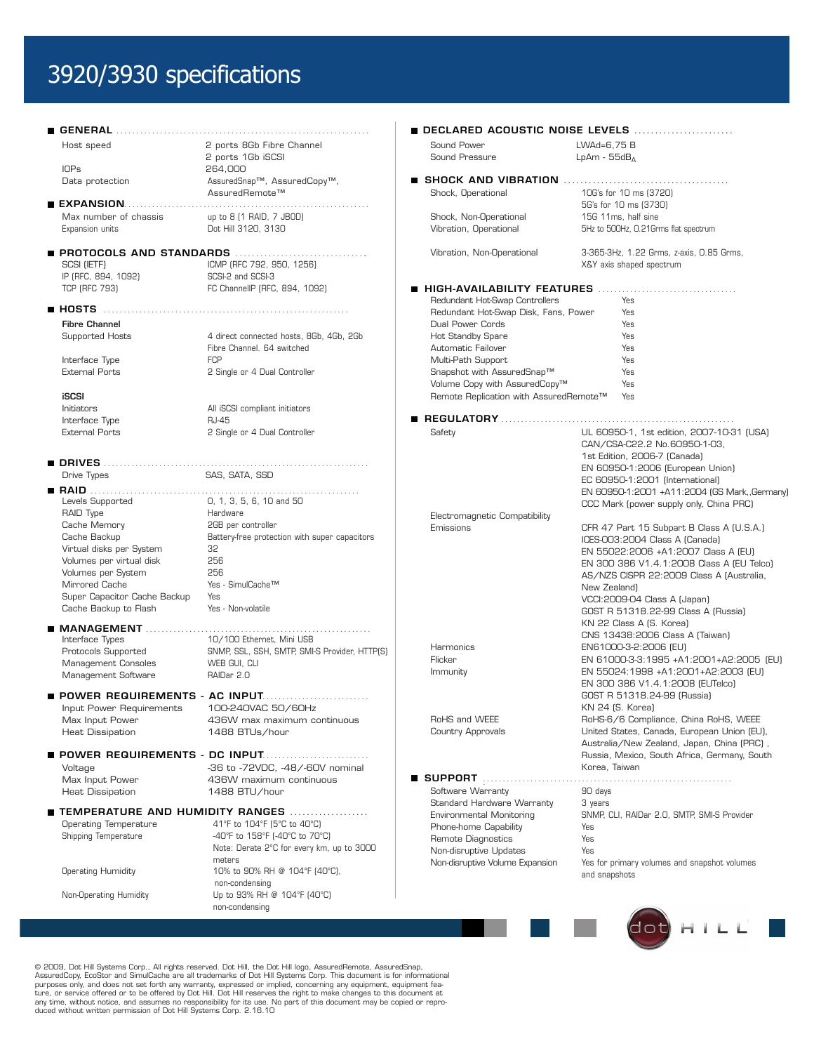# 3920/3930 specifications

## GENERAL

| | |
|---|---|
| Host speed | 2 ports 8Gb Fibre Channel<br>2 ports 1Gb iSCSI |
| IOPs | 264,000 |
| Data protection | AssuredSnap™, AssuredCopy™, AssuredRemote™ |

## EXPANSION

| | |
|---|---|
| Max number of chassis | up to 8 (1 RAID, 7 JBOD) |
| Expansion units | Dot Hill 3120, 3130 |

## PROTOCOLS AND STANDARDS

| | |
|---|---|
| SCSI (IETF) | ICMP (RFC 792, 950, 1256) |
| IP (RFC, 894, 1092) | SCSI-2 and SCSI-3 |
| TCP (RFC 793) | FC ChannelIP (RFC, 894, 1092) |

## HOSTS

**Fibre Channel**

| | |
|---|---|
| Supported Hosts | 4 direct connected hosts, 8Gb, 4Gb, 2Gb Fibre Channel. 64 switched |
| Interface Type | FCP |
| External Ports | 2 Single or 4 Dual Controller |

**iSCSI**

| | |
|---|---|
| Initiators | All iSCSI compliant initiators |
| Interface Type | RJ-45 |
| External Ports | 2 Single or 4 Dual Controller |

## DRIVES

| | |
|---|---|
| Drive Types | SAS, SATA, SSD |

## RAID

| | |
|---|---|
| Levels Supported | 0, 1, 3, 5, 6, 10 and 50 |
| RAID Type | Hardware |
| Cache Memory | 2GB per controller |
| Cache Backup | Battery-free protection with super capacitors |
| Virtual disks per System | 32 |
| Volumes per virtual disk | 256 |
| Volumes per System | 256 |
| Mirrored Cache | Yes - SimulCache™ |
| Super Capacitor Cache Backup | Yes |
| Cache Backup to Flash | Yes - Non-volatile |

## MANAGEMENT

| | |
|---|---|
| Interface Types | 10/100 Ethernet, Mini USB |
| Protocols Supported | SNMP, SSL, SSH, SMTP, SMI-S Provider, HTTP(S) |
| Management Consoles | WEB GUI, CLI |
| Management Software | RAIDar 2.0 |

## POWER REQUIREMENTS - AC INPUT

| | |
|---|---|
| Input Power Requirements | 100-240VAC 50/60Hz |
| Max Input Power | 436W max maximum continuous |
| Heat Dissipation | 1488 BTUs/hour |

## POWER REQUIREMENTS - DC INPUT

| | |
|---|---|
| Voltage | -36 to -72VDC, -48/-60V nominal |
| Max Input Power | 436W maximum continuous |
| Heat Dissipation | 1488 BTU/hour |

## TEMPERATURE AND HUMIDITY RANGES

| | |
|---|---|
| Operating Temperature | 41°F to 104°F (5°C to 40°C) |
| Shipping Temperature | -40°F to 158°F (-40°C to 70°C)<br>Note: Derate 2°C for every km, up to 3000 meters |
| Operating Humidity | 10% to 90% RH @ 104°F (40°C), non-condensing |
| Non-Operating Humidity | Up to 93% RH @ 104°F (40°C) non-condensing |

## DECLARED ACOUSTIC NOISE LEVELS

| | |
|---|---|
| Sound Power | LWAd=6,75 B |
| Sound Pressure | LpAm - 55dB$_A$ |

## SHOCK AND VIBRATION

| | |
|---|---|
| Shock, Operational | 10G's for 10 ms (3720)<br>5G's for 10 ms (3730) |
| Shock, Non-Operational | 15G 11ms, half sine |
| Vibration, Operational | 5Hz to 500Hz, 0.21Grms flat spectrum |
| Vibration, Non-Operational | 3-365-3Hz, 1.22 Grms, z-axis, 0.85 Grms, X&Y axis shaped spectrum |

## HIGH-AVAILABILITY FEATURES

| | |
|---|---|
| Redundant Hot-Swap Controllers | Yes |
| Redundant Hot-Swap Disk, Fans, Power | Yes |
| Dual Power Cords | Yes |
| Hot Standby Spare | Yes |
| Automatic Failover | Yes |
| Multi-Path Support | Yes |
| Snapshot with AssuredSnap™ | Yes |
| Volume Copy with AssuredCopy™ | Yes |
| Remote Replication with AssuredRemote™ | Yes |

## REGULATORY

| | |
|---|---|
| Safety | UL 60950-1, 1st edition, 2007-10-31 (USA)<br>CAN/CSA-C22.2 No.60950-1-03, 1st Edition, 2006-7 (Canada)<br>EN 60950-1:2006 (European Union)<br>EC 60950-1:2001 (International)<br>EN 60950-1:2001 +A11:2004 (GS Mark,,Germany)<br>CCC Mark (power supply only, China PRC) |
| Electromagnetic Compatibility | |
| Emissions | CFR 47 Part 15 Subpart B Class A (U.S.A.)<br>ICES-003:2004 Class A (Canada)<br>EN 55022:2006 +A1:2007 Class A (EU)<br>EN 300 386 V1.4.1:2008 Class A (EU Telco)<br>AS/NZS CISPR 22:2009 Class A (Australia, New Zealand)<br>VCCI:2009-04 Class A (Japan)<br>GOST R 51318.22-99 Class A (Russia)<br>KN 22 Class A (S. Korea)<br>CNS 13438:2006 Class A (Taiwan) |
| Harmonics | EN61000-3-2:2006 (EU) |
| Flicker | EN 61000-3-3:1995 +A1:2001+A2:2005 (EU) |
| Immunity | EN 55024:1998 +A1:2001+A2:2003 (EU)<br>EN 300 386 V1.4.1:2008 (EUTelco)<br>GOST R 51318.24-99 (Russia)<br>KN 24 (S. Korea) |
| RoHS and WEEE | RoHS-6/6 Compliance, China RoHS, WEEE |
| Country Approvals | United States, Canada, European Union (EU), Australia/New Zealand, Japan, China (PRC) , Russia, Mexico, South Africa, Germany, South Korea, Taiwan |

## SUPPORT

| | |
|---|---|
| Software Warranty | 90 days |
| Standard Hardware Warranty | 3 years |
| Environmental Monitoring | SNMP, CLI, RAIDar 2.0, SMTP, SMI-S Provider |
| Phone-home Capability | Yes |
| Remote Diagnostics | Yes |
| Non-disruptive Updates | Yes |
| Non-disruptive Volume Expansion | Yes for primary volumes and snapshot volumes and snapshots |

© 2009, Dot Hill Systems Corp., All rights reserved. Dot Hill, the Dot Hill logo, AssuredRemote, AssuredSnap, AssuredCopy, EcoStor and SimulCache are all trademarks of Dot Hill Systems Corp. This document is for informational purposes only, and does not set forth any warranty, expressed or implied, concerning any equipment, equipment feature, or service offered or to be offered by Dot Hill. Dot Hill reserves the right to make changes to this document at any time, without notice, and assumes no responsibility for its use. No part of this document may be copied or reproduced without written permission of Dot Hill Systems Corp. 2.16.10